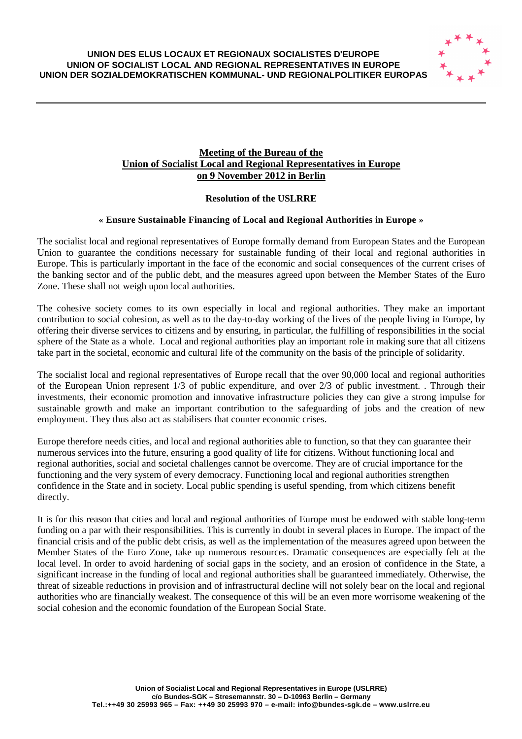**UNION DES ELUS LOCAUX ET REGIONAUX SOCIALISTES D'EUROPE**
**UNION OF SOCIALIST LOCAL AND REGIONAL REPRESENTATIVES IN EUROPE**
**UNION DER SOZIALDEMOKRATISCHEN KOMMUNAL- UND REGIONALPOLITIKER EUROPAS**

---

## Meeting of the Bureau of the Union of Socialist Local and Regional Representatives in Europe on 9 November 2012 in Berlin

### Resolution of the USLRRE

#### « Ensure Sustainable Financing of Local and Regional Authorities in Europe »

The socialist local and regional representatives of Europe formally demand from European States and the European Union to guarantee the conditions necessary for sustainable funding of their local and regional authorities in Europe. This is particularly important in the face of the economic and social consequences of the current crises of the banking sector and of the public debt, and the measures agreed upon between the Member States of the Euro Zone. These shall not weigh upon local authorities.

The cohesive society comes to its own especially in local and regional authorities. They make an important contribution to social cohesion, as well as to the day-to-day working of the lives of the people living in Europe, by offering their diverse services to citizens and by ensuring, in particular, the fulfilling of responsibilities in the social sphere of the State as a whole. Local and regional authorities play an important role in making sure that all citizens take part in the societal, economic and cultural life of the community on the basis of the principle of solidarity.

The socialist local and regional representatives of Europe recall that the over 90,000 local and regional authorities of the European Union represent 1/3 of public expenditure, and over 2/3 of public investment. . Through their investments, their economic promotion and innovative infrastructure policies they can give a strong impulse for sustainable growth and make an important contribution to the safeguarding of jobs and the creation of new employment. They thus also act as stabilisers that counter economic crises.

Europe therefore needs cities, and local and regional authorities able to function, so that they can guarantee their numerous services into the future, ensuring a good quality of life for citizens. Without functioning local and regional authorities, social and societal challenges cannot be overcome. They are of crucial importance for the functioning and the very system of every democracy. Functioning local and regional authorities strengthen confidence in the State and in society. Local public spending is useful spending, from which citizens benefit directly.

It is for this reason that cities and local and regional authorities of Europe must be endowed with stable long-term funding on a par with their responsibilities. This is currently in doubt in several places in Europe. The impact of the financial crisis and of the public debt crisis, as well as the implementation of the measures agreed upon between the Member States of the Euro Zone, take up numerous resources. Dramatic consequences are especially felt at the local level. In order to avoid hardening of social gaps in the society, and an erosion of confidence in the State, a significant increase in the funding of local and regional authorities shall be guaranteed immediately. Otherwise, the threat of sizeable reductions in provision and of infrastructural decline will not solely bear on the local and regional authorities who are financially weakest. The consequence of this will be an even more worrisome weakening of the social cohesion and the economic foundation of the European Social State.

**Union of Socialist Local and Regional Representatives in Europe (USLRRE)**
**c/o Bundes-SGK – Stresemannstr. 30 – D-10963 Berlin – Germany**
**Tel.:++49 30 25993 965 – Fax: ++49 30 25993 970 – e-mail: info@bundes-sgk.de – www.uslrre.eu**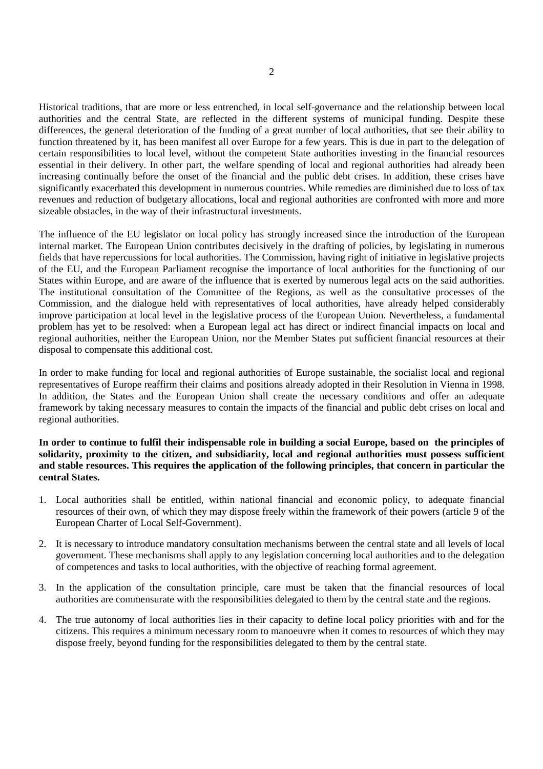Historical traditions, that are more or less entrenched, in local self-governance and the relationship between local authorities and the central State, are reflected in the different systems of municipal funding. Despite these differences, the general deterioration of the funding of a great number of local authorities, that see their ability to function threatened by it, has been manifest all over Europe for a few years. This is due in part to the delegation of certain responsibilities to local level, without the competent State authorities investing in the financial resources essential in their delivery. In other part, the welfare spending of local and regional authorities had already been increasing continually before the onset of the financial and the public debt crises. In addition, these crises have significantly exacerbated this development in numerous countries. While remedies are diminished due to loss of tax revenues and reduction of budgetary allocations, local and regional authorities are confronted with more and more sizeable obstacles, in the way of their infrastructural investments.

The influence of the EU legislator on local policy has strongly increased since the introduction of the European internal market. The European Union contributes decisively in the drafting of policies, by legislating in numerous fields that have repercussions for local authorities. The Commission, having right of initiative in legislative projects of the EU, and the European Parliament recognise the importance of local authorities for the functioning of our States within Europe, and are aware of the influence that is exerted by numerous legal acts on the said authorities. The institutional consultation of the Committee of the Regions, as well as the consultative processes of the Commission, and the dialogue held with representatives of local authorities, have already helped considerably improve participation at local level in the legislative process of the European Union. Nevertheless, a fundamental problem has yet to be resolved: when a European legal act has direct or indirect financial impacts on local and regional authorities, neither the European Union, nor the Member States put sufficient financial resources at their disposal to compensate this additional cost.

In order to make funding for local and regional authorities of Europe sustainable, the socialist local and regional representatives of Europe reaffirm their claims and positions already adopted in their Resolution in Vienna in 1998. In addition, the States and the European Union shall create the necessary conditions and offer an adequate framework by taking necessary measures to contain the impacts of the financial and public debt crises on local and regional authorities.

**In order to continue to fulfil their indispensable role in building a social Europe, based on the principles of solidarity, proximity to the citizen, and subsidiarity, local and regional authorities must possess sufficient and stable resources. This requires the application of the following principles, that concern in particular the central States.**

1. Local authorities shall be entitled, within national financial and economic policy, to adequate financial resources of their own, of which they may dispose freely within the framework of their powers (article 9 of the European Charter of Local Self-Government).

2. It is necessary to introduce mandatory consultation mechanisms between the central state and all levels of local government. These mechanisms shall apply to any legislation concerning local authorities and to the delegation of competences and tasks to local authorities, with the objective of reaching formal agreement.

3. In the application of the consultation principle, care must be taken that the financial resources of local authorities are commensurate with the responsibilities delegated to them by the central state and the regions.

4. The true autonomy of local authorities lies in their capacity to define local policy priorities with and for the citizens. This requires a minimum necessary room to manoeuvre when it comes to resources of which they may dispose freely, beyond funding for the responsibilities delegated to them by the central state.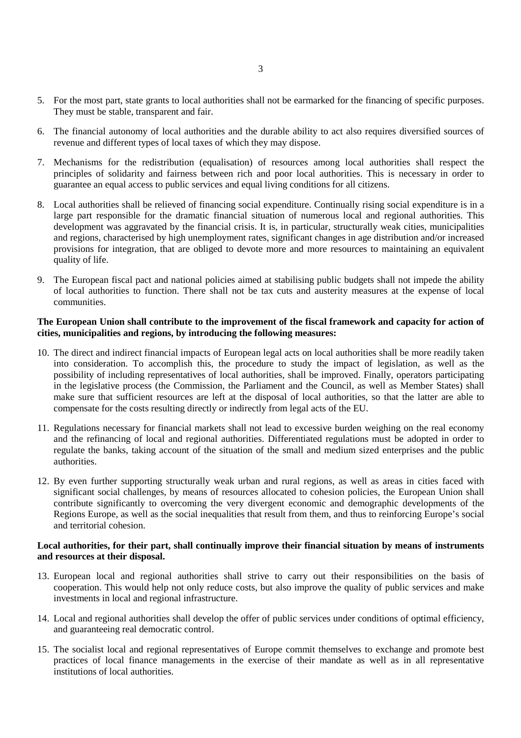5. For the most part, state grants to local authorities shall not be earmarked for the financing of specific purposes. They must be stable, transparent and fair.

6. The financial autonomy of local authorities and the durable ability to act also requires diversified sources of revenue and different types of local taxes of which they may dispose.

7. Mechanisms for the redistribution (equalisation) of resources among local authorities shall respect the principles of solidarity and fairness between rich and poor local authorities. This is necessary in order to guarantee an equal access to public services and equal living conditions for all citizens.

8. Local authorities shall be relieved of financing social expenditure. Continually rising social expenditure is in a large part responsible for the dramatic financial situation of numerous local and regional authorities. This development was aggravated by the financial crisis. It is, in particular, structurally weak cities, municipalities and regions, characterised by high unemployment rates, significant changes in age distribution and/or increased provisions for integration, that are obliged to devote more and more resources to maintaining an equivalent quality of life.

9. The European fiscal pact and national policies aimed at stabilising public budgets shall not impede the ability of local authorities to function. There shall not be tax cuts and austerity measures at the expense of local communities.

**The European Union shall contribute to the improvement of the fiscal framework and capacity for action of cities, municipalities and regions, by introducing the following measures:**

10. The direct and indirect financial impacts of European legal acts on local authorities shall be more readily taken into consideration. To accomplish this, the procedure to study the impact of legislation, as well as the possibility of including representatives of local authorities, shall be improved. Finally, operators participating in the legislative process (the Commission, the Parliament and the Council, as well as Member States) shall make sure that sufficient resources are left at the disposal of local authorities, so that the latter are able to compensate for the costs resulting directly or indirectly from legal acts of the EU.

11. Regulations necessary for financial markets shall not lead to excessive burden weighing on the real economy and the refinancing of local and regional authorities. Differentiated regulations must be adopted in order to regulate the banks, taking account of the situation of the small and medium sized enterprises and the public authorities.

12. By even further supporting structurally weak urban and rural regions, as well as areas in cities faced with significant social challenges, by means of resources allocated to cohesion policies, the European Union shall contribute significantly to overcoming the very divergent economic and demographic developments of the Regions Europe, as well as the social inequalities that result from them, and thus to reinforcing Europe's social and territorial cohesion.

**Local authorities, for their part, shall continually improve their financial situation by means of instruments and resources at their disposal.**

13. European local and regional authorities shall strive to carry out their responsibilities on the basis of cooperation. This would help not only reduce costs, but also improve the quality of public services and make investments in local and regional infrastructure.

14. Local and regional authorities shall develop the offer of public services under conditions of optimal efficiency, and guaranteeing real democratic control.

15. The socialist local and regional representatives of Europe commit themselves to exchange and promote best practices of local finance managements in the exercise of their mandate as well as in all representative institutions of local authorities.